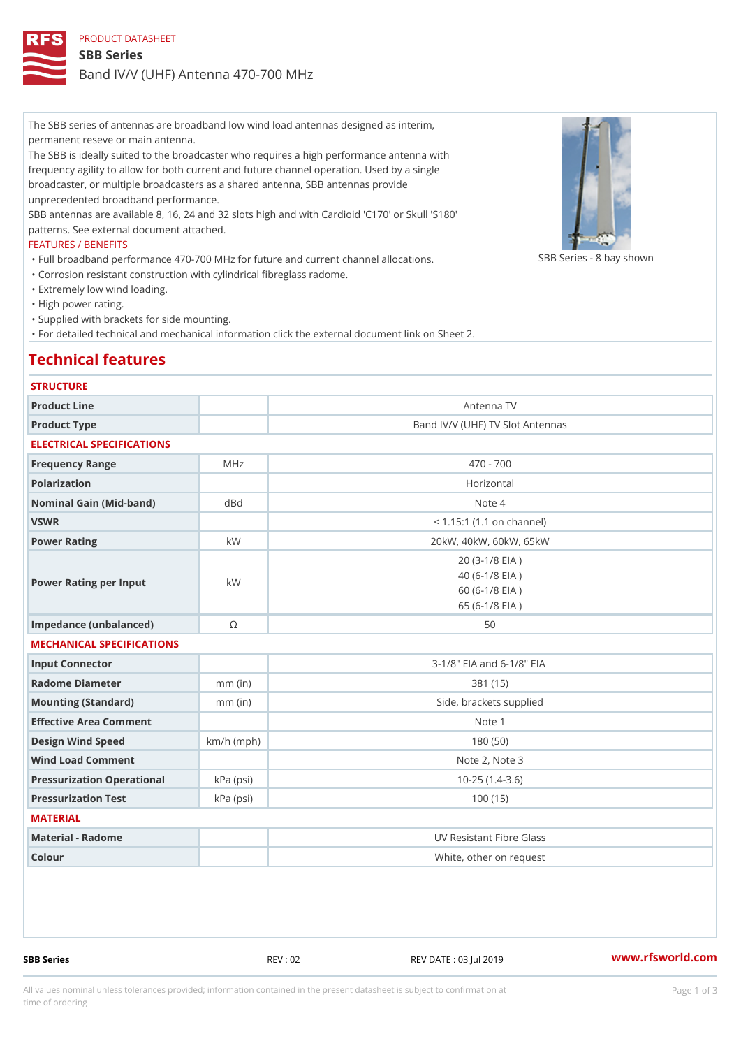PRODUCT DATASHEET

# SBB Series

Band IV/V (UHF) Antenna 470-700 MHz

The SBB series of antennas are broadband low wind load antennas designed as interim, permanent reseve or main antenna.
The SBB is ideally suited to the broadcaster who requires a high performance antenna with frequency agility to allow for both current and future channel operation. Used by a single broadcaster, or multiple broadcasters as a shared antenna, SBB antennas provide unprecedented broadband performance.
SBB antennas are available 8, 16, 24 and 32 slots high and with Cardioid 'C170' or Skull 'S180' patterns. See external document attached.

SBB Series - 8 bay shown

FEATURES / BENEFITS

- Full broadband performance 470-700 MHz for future and current channel allocations.
- Corrosion resistant construction with cylindrical fibreglass radome.
- Extremely low wind loading.
- High power rating.
- Supplied with brackets for side mounting.
- For detailed technical and mechanical information click the external document link on Sheet 2.

## Technical features

### STRUCTURE

| | | |
|---|---|---|
| Product Line | | Antenna TV |
| Product Type | | Band IV/V (UHF) TV Slot Antennas |

### ELECTRICAL SPECIFICATIONS

| | | |
|---|---|---|
| Frequency Range | MHz | 470 - 700 |
| Polarization | | Horizontal |
| Nominal Gain (Mid-band) | dBd | Note 4 |
| VSWR | | < 1.15:1 (1.1 on channel) |
| Power Rating | kW | 20kW, 40kW, 60kW, 65kW |
| Power Rating per Input | kW | 20 (3-1/8 EIA )<br>40 (6-1/8 EIA )<br>60 (6-1/8 EIA )<br>65 (6-1/8 EIA ) |
| Impedance (unbalanced) | Ω | 50 |

### MECHANICAL SPECIFICATIONS

| | | |
|---|---|---|
| Input Connector | | 3-1/8" EIA and 6-1/8" EIA |
| Radome Diameter | mm (in) | 381 (15) |
| Mounting (Standard) | mm (in) | Side, brackets supplied |
| Effective Area Comment | | Note 1 |
| Design Wind Speed | km/h (mph) | 180 (50) |
| Wind Load Comment | | Note 2, Note 3 |
| Pressurization Operational | kPa (psi) | 10-25 (1.4-3.6) |
| Pressurization Test | kPa (psi) | 100 (15) |

### MATERIAL

| | | |
|---|---|---|
| Material - Radome | | UV Resistant Fibre Glass |
| Colour | | White, other on request |

SBB Series REV : 02 REV DATE : 03 Jul 2019 www.rfsworld.com

All values nominal unless tolerances provided; information contained in the present datasheet is subject to confirmation at time of ordering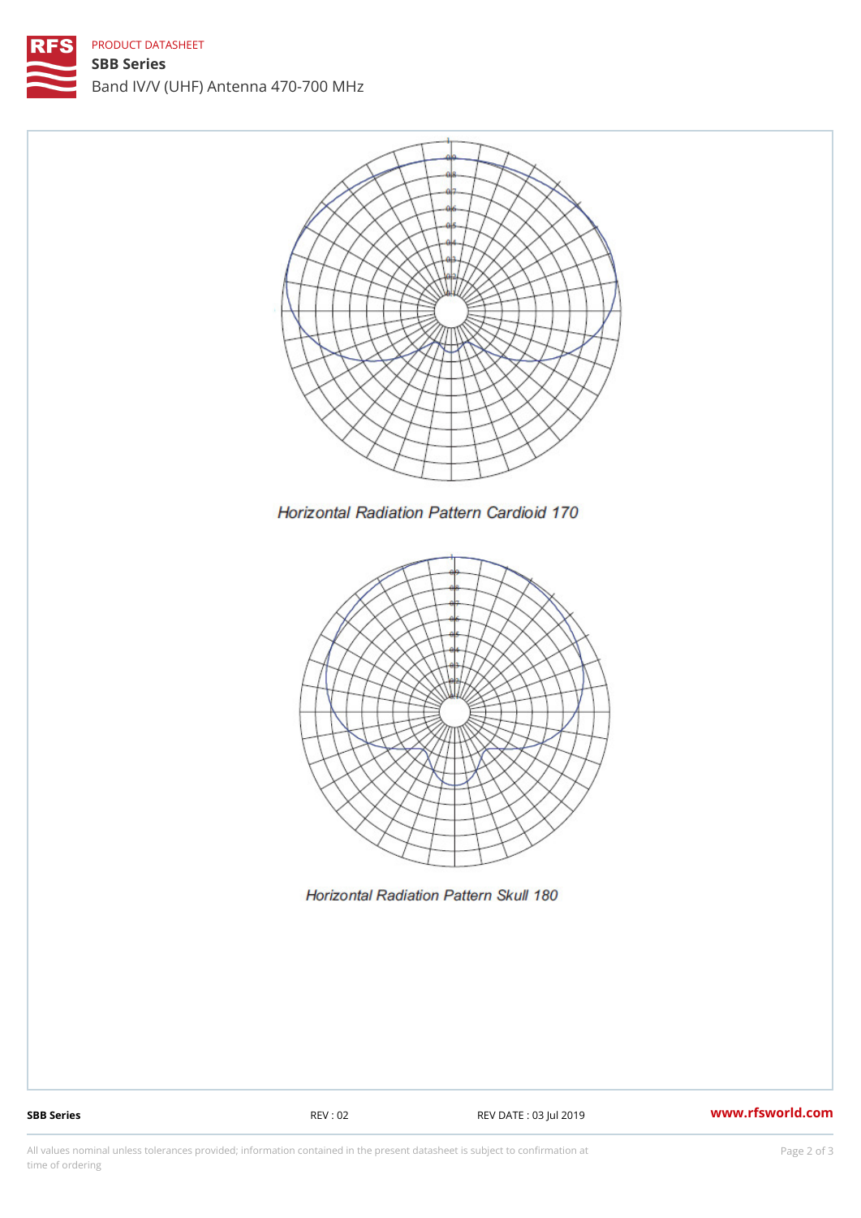Horizontal Radiation Pattern Cardioid 170

Horizontal Radiation Pattern Skull 180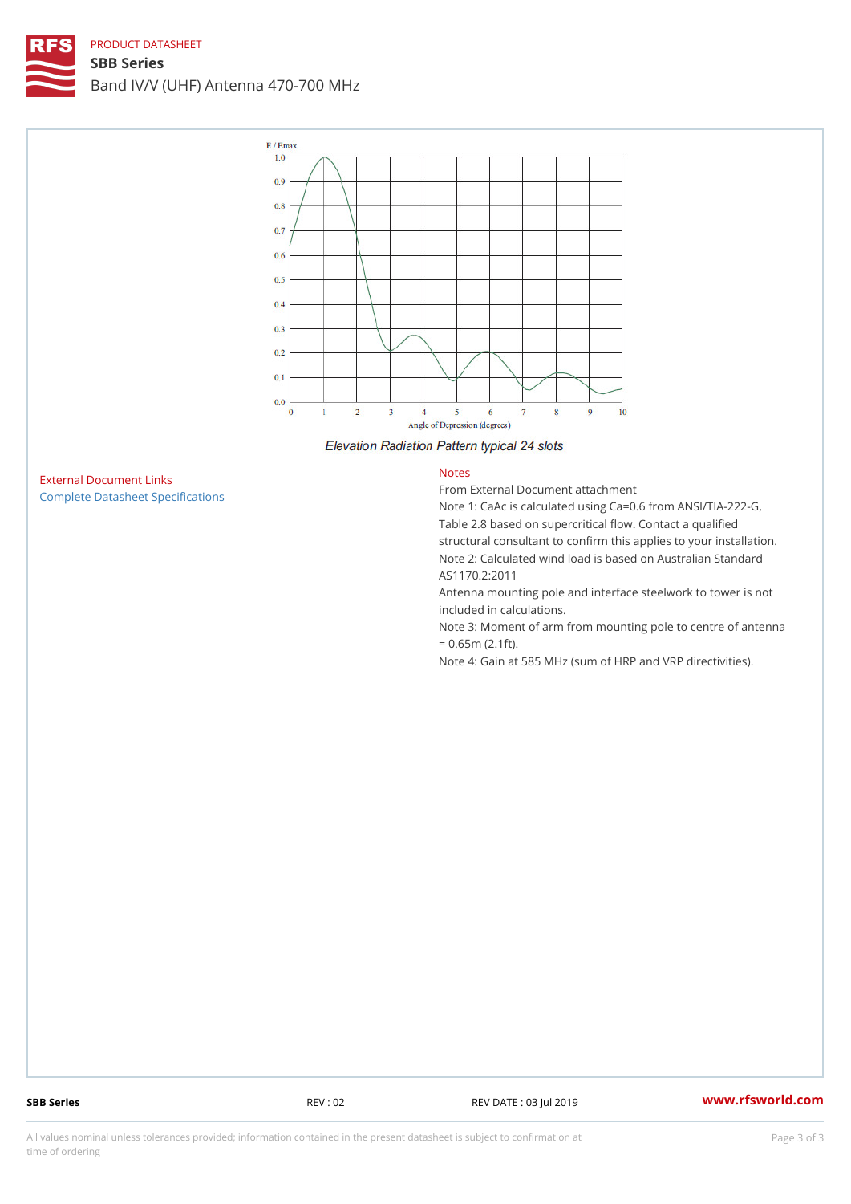PRODUCT DATASHEET

# SBB Series

## Band IV/V (UHF) Antenna 470-700 MHz

E / Emax

1.0
0.9
0.8
0.7
0.6
0.5
0.4
0.3
0.2
0.1
0.0

0 1 2 3 4 5 6 7 8 9 10

Angle of Depression (degrees)

Elevation Radiation Pattern typical 24 slots

External Document Links

Complete Datasheet Specifications

Notes

From External Document attachment

Note 1: CaAc is calculated using Ca=0.6 from ANSI/TIA-222-G, Table 2.8 based on supercritical flow. Contact a qualified structural consultant to confirm this applies to your installation.

Note 2: Calculated wind load is based on Australian Standard AS1170.2:2011

Antenna mounting pole and interface steelwork to tower is not included in calculations.

Note 3: Moment of arm from mounting pole to centre of antenna = 0.65m (2.1ft).

Note 4: Gain at 585 MHz (sum of HRP and VRP directivities).

SBB Series | REV : 02 | REV DATE : 03 Jul 2019 | www.rfsworld.com

All values nominal unless tolerances provided; information contained in the present datasheet is subject to confirmation at time of ordering